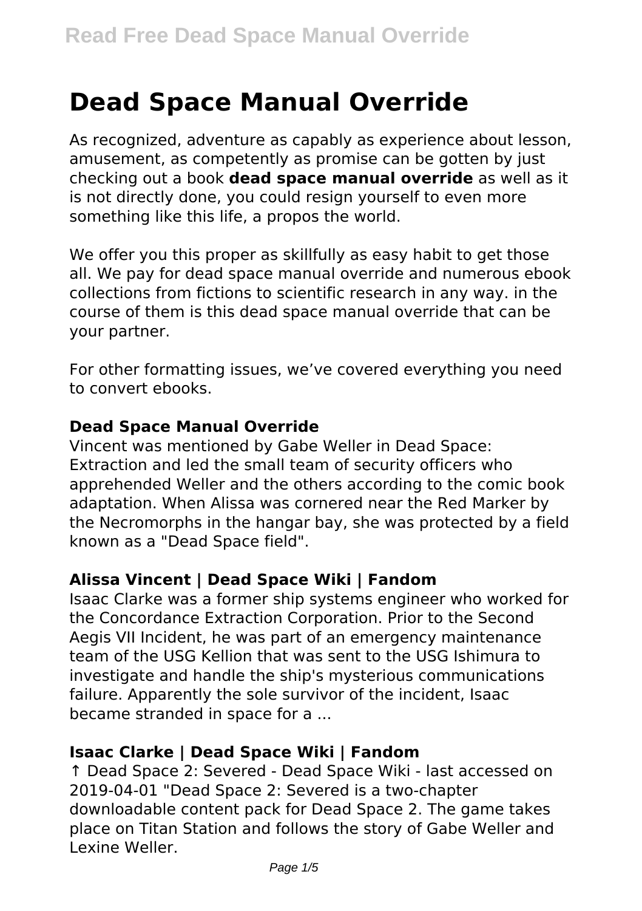# Dead Space Manual Override

As recognized, adventure as capably as experience about lesson, amusement, as competently as promise can be gotten by just checking out a book **dead space manual override** as well as it is not directly done, you could resign yourself to even more something like this life, a propos the world.

We offer you this proper as skillfully as easy habit to get those all. We pay for dead space manual override and numerous ebook collections from fictions to scientific research in any way. in the course of them is this dead space manual override that can be your partner.

For other formatting issues, we've covered everything you need to convert ebooks.

### Dead Space Manual Override

Vincent was mentioned by Gabe Weller in Dead Space: Extraction and led the small team of security officers who apprehended Weller and the others according to the comic book adaptation. When Alissa was cornered near the Red Marker by the Necromorphs in the hangar bay, she was protected by a field known as a "Dead Space field".

### Alissa Vincent | Dead Space Wiki | Fandom

Isaac Clarke was a former ship systems engineer who worked for the Concordance Extraction Corporation. Prior to the Second Aegis VII Incident, he was part of an emergency maintenance team of the USG Kellion that was sent to the USG Ishimura to investigate and handle the ship's mysterious communications failure. Apparently the sole survivor of the incident, Isaac became stranded in space for a ...

### Isaac Clarke | Dead Space Wiki | Fandom

↑ Dead Space 2: Severed - Dead Space Wiki - last accessed on 2019-04-01 "Dead Space 2: Severed is a two-chapter downloadable content pack for Dead Space 2. The game takes place on Titan Station and follows the story of Gabe Weller and Lexine Weller.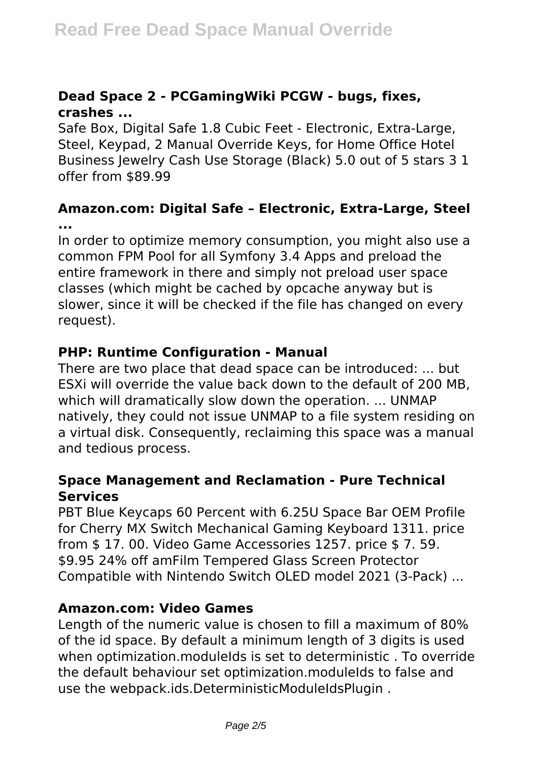### Dead Space 2 - PCGamingWiki PCGW - bugs, fixes, crashes ...

Safe Box, Digital Safe 1.8 Cubic Feet - Electronic, Extra-Large, Steel, Keypad, 2 Manual Override Keys, for Home Office Hotel Business Jewelry Cash Use Storage (Black) 5.0 out of 5 stars 3 1 offer from $89.99

### Amazon.com: Digital Safe – Electronic, Extra-Large, Steel ...

In order to optimize memory consumption, you might also use a common FPM Pool for all Symfony 3.4 Apps and preload the entire framework in there and simply not preload user space classes (which might be cached by opcache anyway but is slower, since it will be checked if the file has changed on every request).

### PHP: Runtime Configuration - Manual

There are two place that dead space can be introduced: ... but ESXi will override the value back down to the default of 200 MB, which will dramatically slow down the operation. ... UNMAP natively, they could not issue UNMAP to a file system residing on a virtual disk. Consequently, reclaiming this space was a manual and tedious process.

### Space Management and Reclamation - Pure Technical Services

PBT Blue Keycaps 60 Percent with 6.25U Space Bar OEM Profile for Cherry MX Switch Mechanical Gaming Keyboard 1311. price from $ 17. 00. Video Game Accessories 1257. price $ 7. 59. $9.95 24% off amFilm Tempered Glass Screen Protector Compatible with Nintendo Switch OLED model 2021 (3-Pack) ...

### Amazon.com: Video Games

Length of the numeric value is chosen to fill a maximum of 80% of the id space. By default a minimum length of 3 digits is used when optimization.moduleIds is set to deterministic . To override the default behaviour set optimization.moduleIds to false and use the webpack.ids.DeterministicModuleIdsPlugin .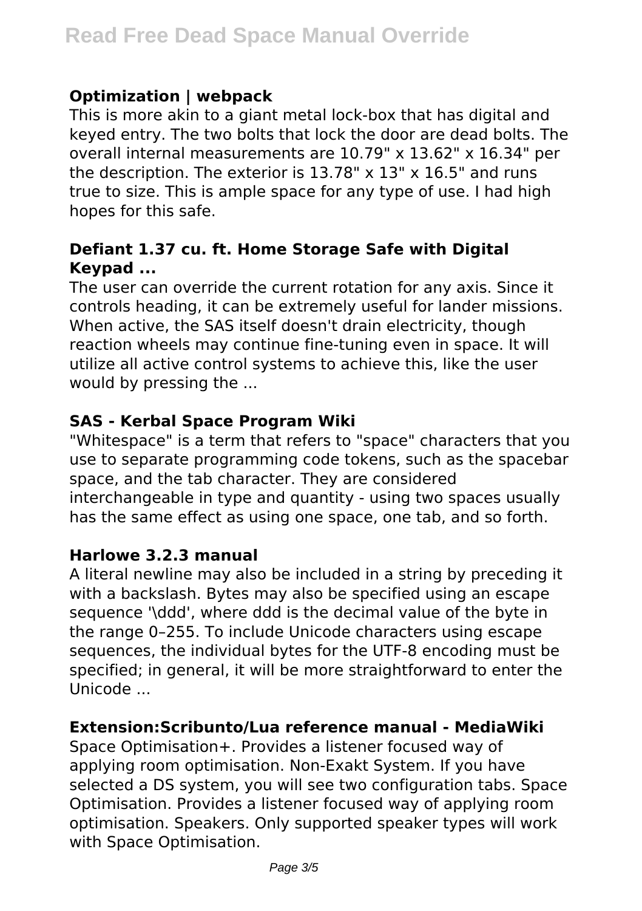### Optimization | webpack

This is more akin to a giant metal lock-box that has digital and keyed entry. The two bolts that lock the door are dead bolts. The overall internal measurements are 10.79" x 13.62" x 16.34" per the description. The exterior is 13.78" x 13" x 16.5" and runs true to size. This is ample space for any type of use. I had high hopes for this safe.

### Defiant 1.37 cu. ft. Home Storage Safe with Digital Keypad ...

The user can override the current rotation for any axis. Since it controls heading, it can be extremely useful for lander missions. When active, the SAS itself doesn't drain electricity, though reaction wheels may continue fine-tuning even in space. It will utilize all active control systems to achieve this, like the user would by pressing the ...

### SAS - Kerbal Space Program Wiki

"Whitespace" is a term that refers to "space" characters that you use to separate programming code tokens, such as the spacebar space, and the tab character. They are considered interchangeable in type and quantity - using two spaces usually has the same effect as using one space, one tab, and so forth.

### Harlowe 3.2.3 manual

A literal newline may also be included in a string by preceding it with a backslash. Bytes may also be specified using an escape sequence '\ddd', where ddd is the decimal value of the byte in the range 0–255. To include Unicode characters using escape sequences, the individual bytes for the UTF-8 encoding must be specified; in general, it will be more straightforward to enter the Unicode ...

### Extension:Scribunto/Lua reference manual - MediaWiki

Space Optimisation+. Provides a listener focused way of applying room optimisation. Non-Exakt System. If you have selected a DS system, you will see two configuration tabs. Space Optimisation. Provides a listener focused way of applying room optimisation. Speakers. Only supported speaker types will work with Space Optimisation.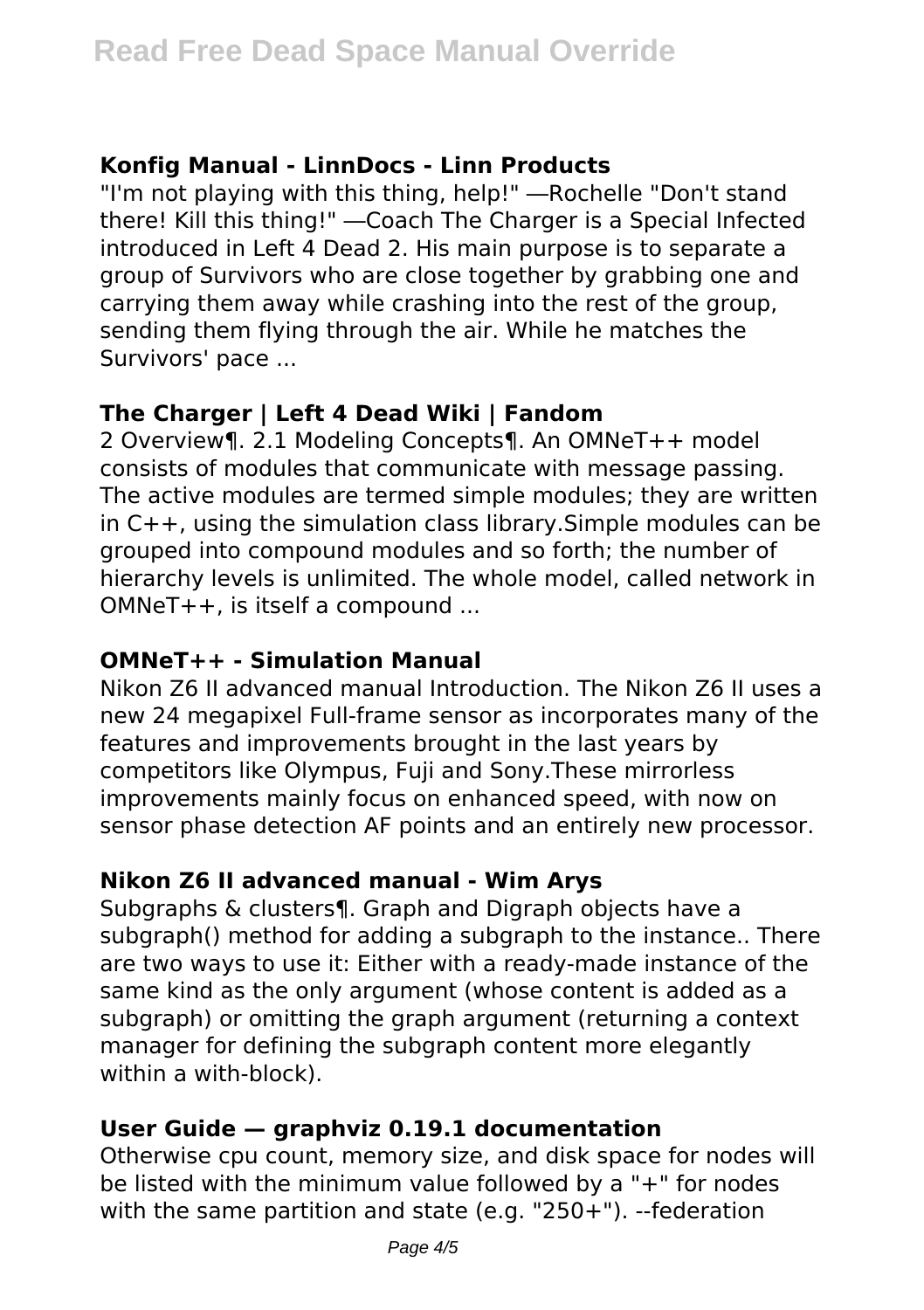### Konfig Manual - LinnDocs - Linn Products

"I'm not playing with this thing, help!" —Rochelle "Don't stand there! Kill this thing!" —Coach The Charger is a Special Infected introduced in Left 4 Dead 2. His main purpose is to separate a group of Survivors who are close together by grabbing one and carrying them away while crashing into the rest of the group, sending them flying through the air. While he matches the Survivors' pace ...

### The Charger | Left 4 Dead Wiki | Fandom

2 Overview¶. 2.1 Modeling Concepts¶. An OMNeT++ model consists of modules that communicate with message passing. The active modules are termed simple modules; they are written in C++, using the simulation class library.Simple modules can be grouped into compound modules and so forth; the number of hierarchy levels is unlimited. The whole model, called network in OMNeT++, is itself a compound ...

### OMNeT++ - Simulation Manual

Nikon Z6 II advanced manual Introduction. The Nikon Z6 II uses a new 24 megapixel Full-frame sensor as incorporates many of the features and improvements brought in the last years by competitors like Olympus, Fuji and Sony.These mirrorless improvements mainly focus on enhanced speed, with now on sensor phase detection AF points and an entirely new processor.

### Nikon Z6 II advanced manual - Wim Arys

Subgraphs & clusters¶. Graph and Digraph objects have a subgraph() method for adding a subgraph to the instance.. There are two ways to use it: Either with a ready-made instance of the same kind as the only argument (whose content is added as a subgraph) or omitting the graph argument (returning a context manager for defining the subgraph content more elegantly within a with-block).

### User Guide — graphviz 0.19.1 documentation

Otherwise cpu count, memory size, and disk space for nodes will be listed with the minimum value followed by a "+" for nodes with the same partition and state (e.g. "250+"). --federation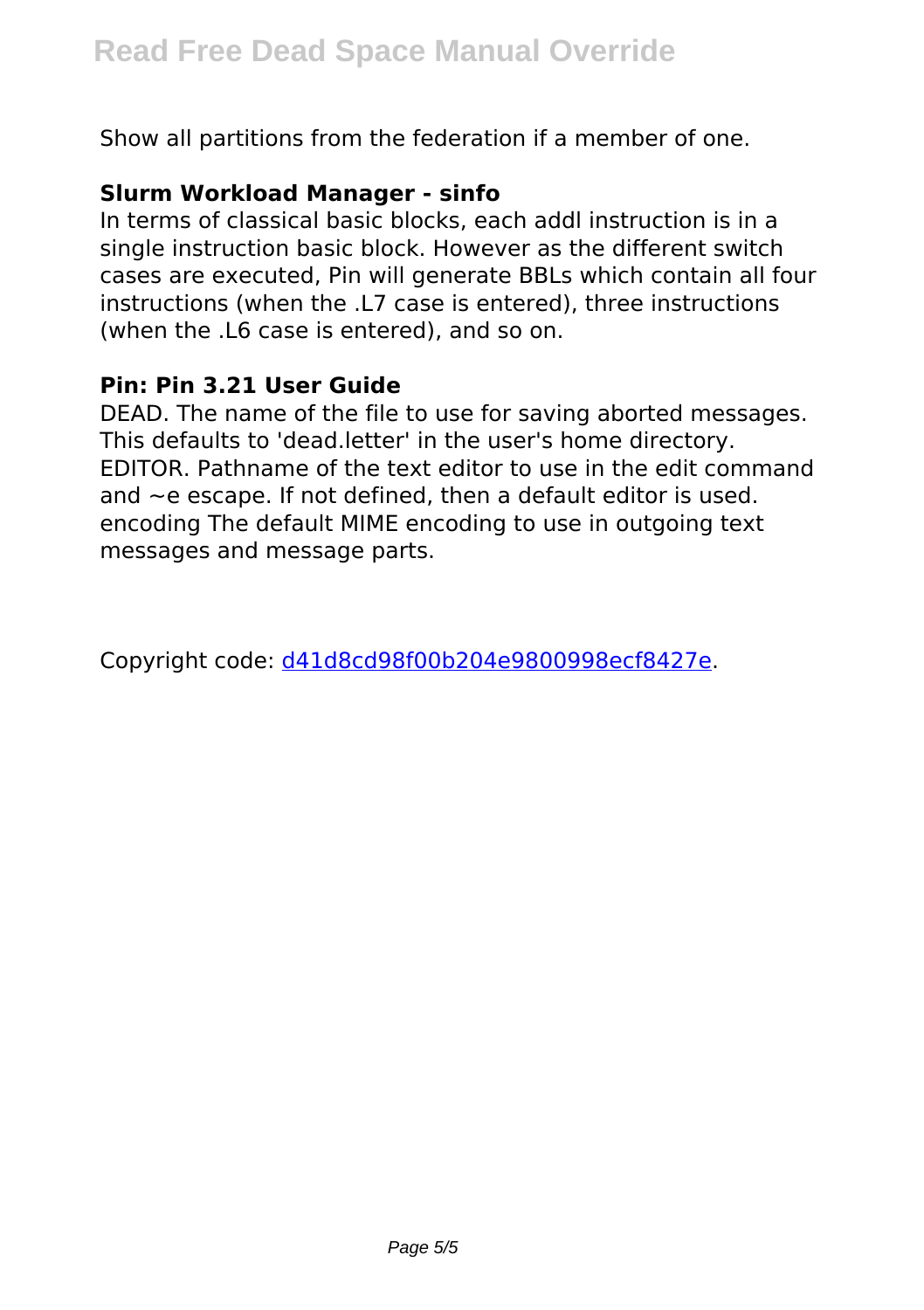Show all partitions from the federation if a member of one.

**Slurm Workload Manager - sinfo**

In terms of classical basic blocks, each addl instruction is in a single instruction basic block. However as the different switch cases are executed, Pin will generate BBLs which contain all four instructions (when the .L7 case is entered), three instructions (when the .L6 case is entered), and so on.

**Pin: Pin 3.21 User Guide**

DEAD. The name of the file to use for saving aborted messages. This defaults to 'dead.letter' in the user's home directory. EDITOR. Pathname of the text editor to use in the edit command and ~e escape. If not defined, then a default editor is used. encoding The default MIME encoding to use in outgoing text messages and message parts.

Copyright code: d41d8cd98f00b204e9800998ecf8427e.